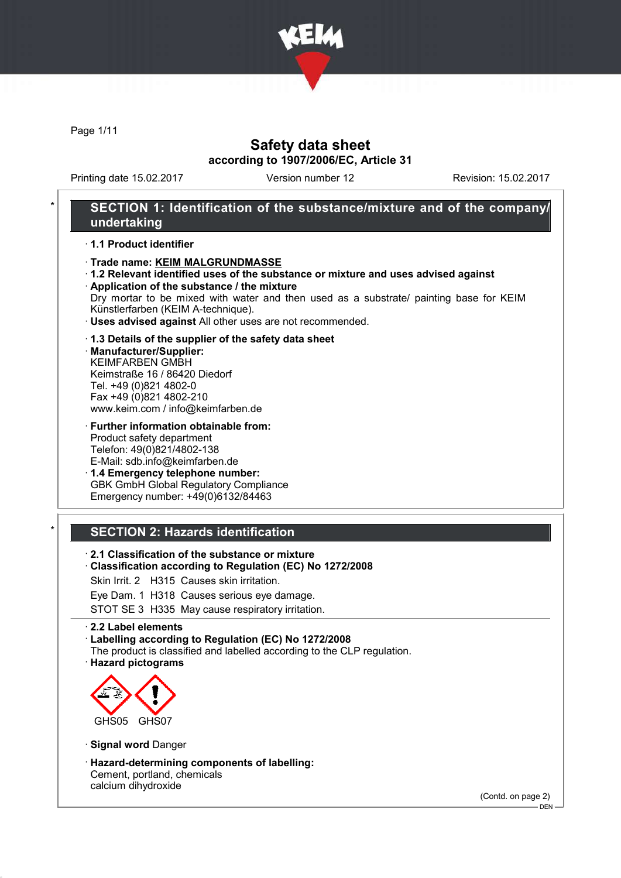# Safety data sheet

**according to 1907/2006/EC, Article 31**

Printing date 15.02.2017 | Version number 12 | Revision: 15.02.2017

## * SECTION 1: Identification of the substance/mixture and of the company/ undertaking

· **1.1 Product identifier**

· **Trade name: KEIM MALGRUNDMASSE**

· **1.2 Relevant identified uses of the substance or mixture and uses advised against**

· **Application of the substance / the mixture**

Dry mortar to be mixed with water and then used as a substrate/ painting base for KEIM Künstlerfarben (KEIM A-technique).

· **Uses advised against** All other uses are not recommended.

· **1.3 Details of the supplier of the safety data sheet**

· **Manufacturer/Supplier:**

KEIMFARBEN GMBH
Keimstraße 16 / 86420 Diedorf
Tel. +49 (0)821 4802-0
Fax +49 (0)821 4802-210
www.keim.com / info@keimfarben.de

· **Further information obtainable from:**

Product safety department
Telefon: 49(0)821/4802-138
E-Mail: sdb.info@keimfarben.de

· **1.4 Emergency telephone number:**

GBK GmbH Global Regulatory Compliance
Emergency number: +49(0)6132/84463

## * SECTION 2: Hazards identification

· **2.1 Classification of the substance or mixture**

· **Classification according to Regulation (EC) No 1272/2008**

Skin Irrit. 2 H315 Causes skin irritation.

Eye Dam. 1 H318 Causes serious eye damage.

STOT SE 3 H335 May cause respiratory irritation.

· **2.2 Label elements**

· **Labelling according to Regulation (EC) No 1272/2008**

The product is classified and labelled according to the CLP regulation.

· **Hazard pictograms**

GHS05 GHS07

· **Signal word** Danger

· **Hazard-determining components of labelling:**

Cement, portland, chemicals
calcium dihydroxide

(Contd. on page 2)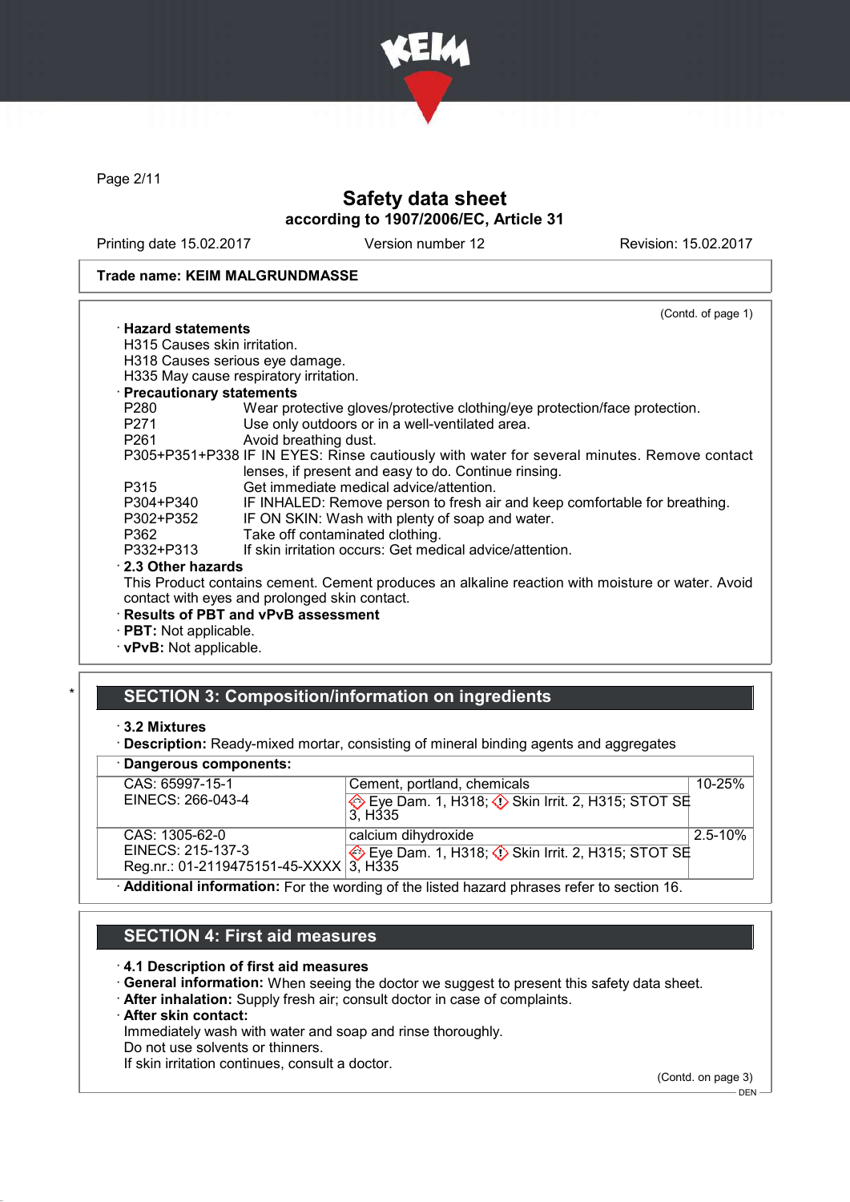Trade name: KEIM MALGRUNDMASSE

(Contd. of page 1)

· **Hazard statements**
H315 Causes skin irritation.
H318 Causes serious eye damage.
H335 May cause respiratory irritation.

· **Precautionary statements**

| | |
|---|---|
| P280 | Wear protective gloves/protective clothing/eye protection/face protection. |
| P271 | Use only outdoors or in a well-ventilated area. |
| P261 | Avoid breathing dust. |
| P305+P351+P338 | IF IN EYES: Rinse cautiously with water for several minutes. Remove contact lenses, if present and easy to do. Continue rinsing. |
| P315 | Get immediate medical advice/attention. |
| P304+P340 | IF INHALED: Remove person to fresh air and keep comfortable for breathing. |
| P302+P352 | IF ON SKIN: Wash with plenty of soap and water. |
| P362 | Take off contaminated clothing. |
| P332+P313 | If skin irritation occurs: Get medical advice/attention. |

· **2.3 Other hazards**
This Product contains cement. Cement produces an alkaline reaction with moisture or water. Avoid contact with eyes and prolonged skin contact.

· **Results of PBT and vPvB assessment**
· **PBT:** Not applicable.
· **vPvB:** Not applicable.

## SECTION 3: Composition/information on ingredients

· **3.2 Mixtures**
· **Description:** Ready-mixed mortar, consisting of mineral binding agents and aggregates

· **Dangerous components:**

| | | |
|---|---|---|
| CAS: 65997-15-1<br>EINECS: 266-043-4 | Cement, portland, chemicals<br>Eye Dam. 1, H318; Skin Irrit. 2, H315; STOT SE 3, H335 | 10-25% |
| CAS: 1305-62-0<br>EINECS: 215-137-3<br>Reg.nr.: 01-2119475151-45-XXXX | calcium dihydroxide<br>Eye Dam. 1, H318; Skin Irrit. 2, H315; STOT SE 3, H335 | 2.5-10% |

· **Additional information:** For the wording of the listed hazard phrases refer to section 16.

## SECTION 4: First aid measures

· **4.1 Description of first aid measures**
· **General information:** When seeing the doctor we suggest to present this safety data sheet.
· **After inhalation:** Supply fresh air; consult doctor in case of complaints.
· **After skin contact:**
Immediately wash with water and soap and rinse thoroughly.
Do not use solvents or thinners.
If skin irritation continues, consult a doctor.

(Contd. on page 3)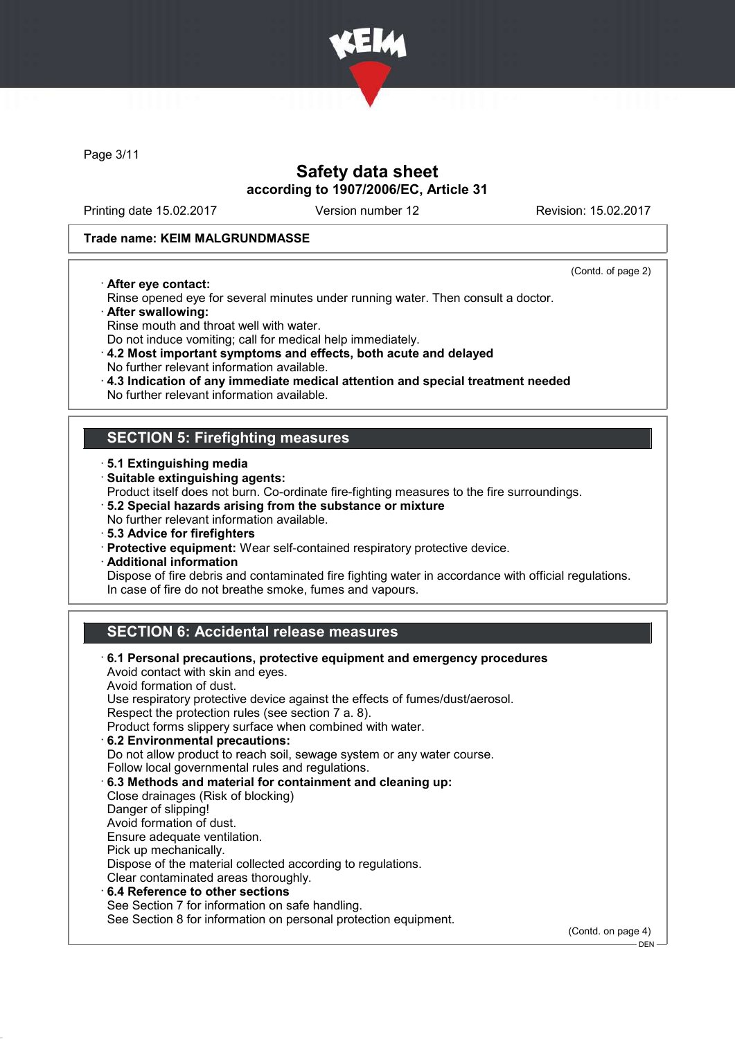Trade name: KEIM MALGRUNDMASSE

(Contd. of page 2)

· **After eye contact:**
Rinse opened eye for several minutes under running water. Then consult a doctor.

· **After swallowing:**
Rinse mouth and throat well with water.
Do not induce vomiting; call for medical help immediately.

· **4.2 Most important symptoms and effects, both acute and delayed**
No further relevant information available.

· **4.3 Indication of any immediate medical attention and special treatment needed**
No further relevant information available.

## SECTION 5: Firefighting measures

· **5.1 Extinguishing media**

· **Suitable extinguishing agents:**
Product itself does not burn. Co-ordinate fire-fighting measures to the fire surroundings.

· **5.2 Special hazards arising from the substance or mixture**
No further relevant information available.

· **5.3 Advice for firefighters**

· **Protective equipment:** Wear self-contained respiratory protective device.

· **Additional information**
Dispose of fire debris and contaminated fire fighting water in accordance with official regulations.
In case of fire do not breathe smoke, fumes and vapours.

## SECTION 6: Accidental release measures

· **6.1 Personal precautions, protective equipment and emergency procedures**
Avoid contact with skin and eyes.
Avoid formation of dust.
Use respiratory protective device against the effects of fumes/dust/aerosol.
Respect the protection rules (see section 7 a. 8).
Product forms slippery surface when combined with water.

· **6.2 Environmental precautions:**
Do not allow product to reach soil, sewage system or any water course.
Follow local governmental rules and regulations.

· **6.3 Methods and material for containment and cleaning up:**
Close drainages (Risk of blocking)
Danger of slipping!
Avoid formation of dust.
Ensure adequate ventilation.
Pick up mechanically.
Dispose of the material collected according to regulations.
Clear contaminated areas thoroughly.

· **6.4 Reference to other sections**
See Section 7 for information on safe handling.
See Section 8 for information on personal protection equipment.

(Contd. on page 4)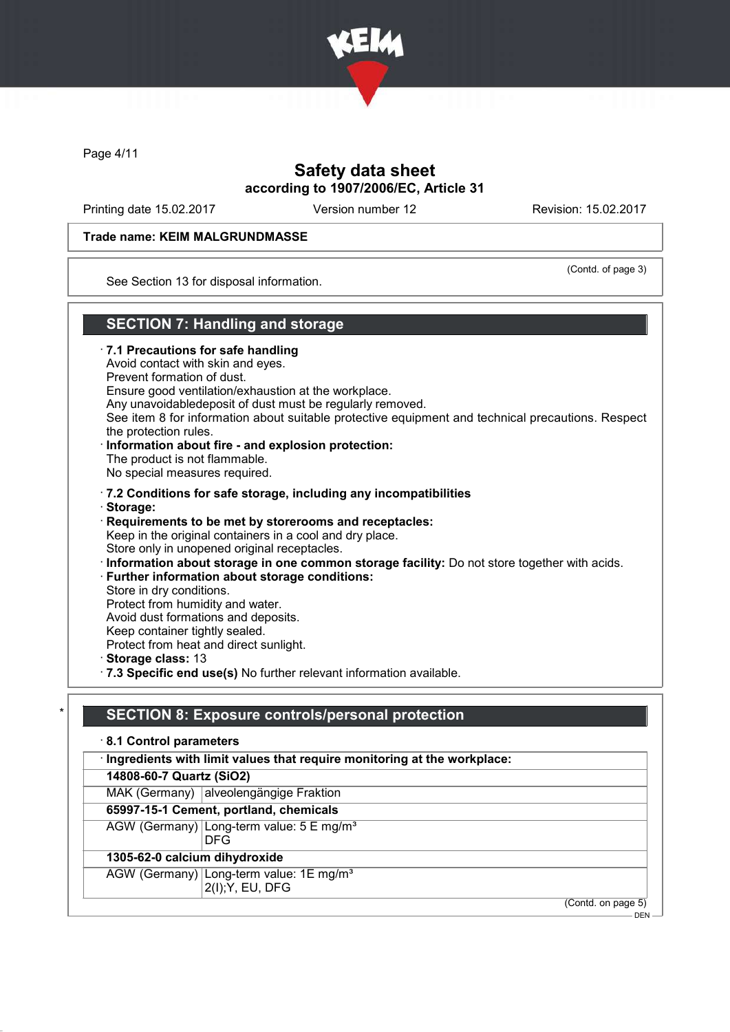**Trade name: KEIM MALGRUNDMASSE**

(Contd. of page 3)

See Section 13 for disposal information.

## SECTION 7: Handling and storage

· **7.1 Precautions for safe handling**
Avoid contact with skin and eyes.
Prevent formation of dust.
Ensure good ventilation/exhaustion at the workplace.
Any unavoidabledeposit of dust must be regularly removed.
See item 8 for information about suitable protective equipment and technical precautions. Respect the protection rules.

· **Information about fire - and explosion protection:**
The product is not flammable.
No special measures required.

· **7.2 Conditions for safe storage, including any incompatibilities**

· **Storage:**

· **Requirements to be met by storerooms and receptacles:**
Keep in the original containers in a cool and dry place.
Store only in unopened original receptacles.

· **Information about storage in one common storage facility:** Do not store together with acids.

· **Further information about storage conditions:**
Store in dry conditions.
Protect from humidity and water.
Avoid dust formations and deposits.
Keep container tightly sealed.
Protect from heat and direct sunlight.

· **Storage class:** 13

· **7.3 Specific end use(s)** No further relevant information available.

## * SECTION 8: Exposure controls/personal protection

· **8.1 Control parameters**

| · **Ingredients with limit values that require monitoring at the workplace:** | |
|---|---|
| **14808-60-7 Quartz ($SiO_2$)** | |
| MAK (Germany) | alveolengängige Fraktion |
| **65997-15-1 Cement, portland, chemicals** | |
| AGW (Germany) | Long-term value: 5 E mg/m³<br>DFG |
| **1305-62-0 calcium dihydroxide** | |
| AGW (Germany) | Long-term value: 1E mg/m³<br>2(I);Y, EU, DFG |

(Contd. on page 5)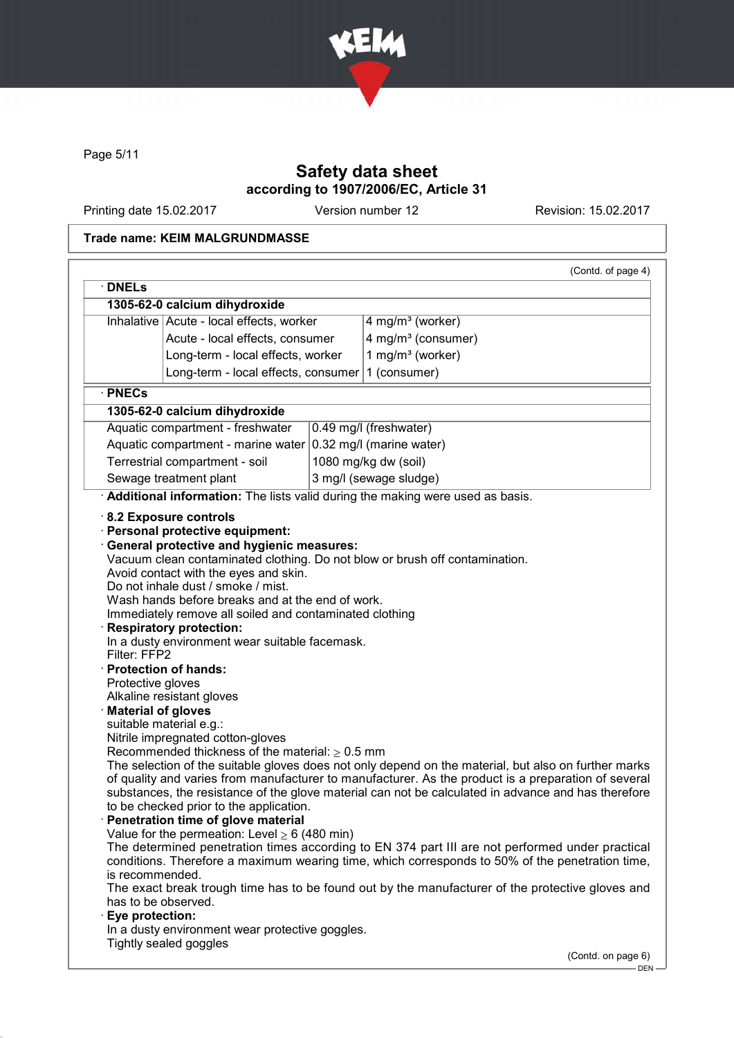(Contd. of page 4)

· **DNELs**

| 1305-62-0 calcium dihydroxide | | |
|---|---|---|
| Inhalative | Acute - local effects, worker | 4 mg/m³ (worker) |
| | Acute - local effects, consumer | 4 mg/m³ (consumer) |
| | Long-term - local effects, worker | 1 mg/m³ (worker) |
| | Long-term - local effects, consumer | 1 (consumer) |

· **PNECs**

| 1305-62-0 calcium dihydroxide | |
|---|---|
| Aquatic compartment - freshwater | 0.49 mg/l (freshwater) |
| Aquatic compartment - marine water | 0.32 mg/l (marine water) |
| Terrestrial compartment - soil | 1080 mg/kg dw (soil) |
| Sewage treatment plant | 3 mg/l (sewage sludge) |

· **Additional information:** The lists valid during the making were used as basis.

· **8.2 Exposure controls**
· **Personal protective equipment:**
· **General protective and hygienic measures:**
Vacuum clean contaminated clothing. Do not blow or brush off contamination.
Avoid contact with the eyes and skin.
Do not inhale dust / smoke / mist.
Wash hands before breaks and at the end of work.
Immediately remove all soiled and contaminated clothing
· **Respiratory protection:**
In a dusty environment wear suitable facemask.
Filter: FFP2
· **Protection of hands:**
Protective gloves
Alkaline resistant gloves
· **Material of gloves**
suitable material e.g.:
Nitrile impregnated cotton-gloves
Recommended thickness of the material: ≥ 0.5 mm
The selection of the suitable gloves does not only depend on the material, but also on further marks of quality and varies from manufacturer to manufacturer. As the product is a preparation of several substances, the resistance of the glove material can not be calculated in advance and has therefore to be checked prior to the application.
· **Penetration time of glove material**
Value for the permeation: Level ≥ 6 (480 min)
The determined penetration times according to EN 374 part III are not performed under practical conditions. Therefore a maximum wearing time, which corresponds to 50% of the penetration time, is recommended.
The exact break trough time has to be found out by the manufacturer of the protective gloves and has to be observed.
· **Eye protection:**
In a dusty environment wear protective goggles.
Tightly sealed goggles

(Contd. on page 6)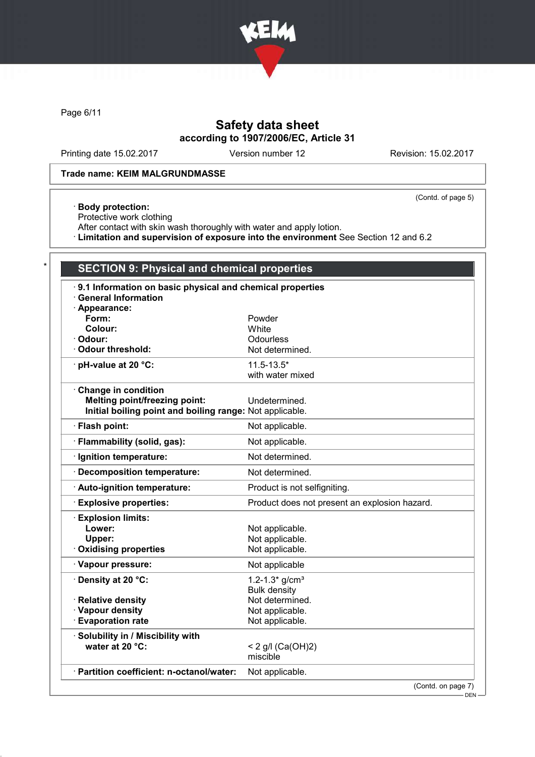Trade name: KEIM MALGRUNDMASSE

(Contd. of page 5)

· **Body protection:**
Protective work clothing
After contact with skin wash thoroughly with water and apply lotion.
· **Limitation and supervision of exposure into the environment** See Section 12 and 6.2

## SECTION 9: Physical and chemical properties

| · **9.1 Information on basic physical and chemical properties** | |
|---|---|
| · **General Information** | |
| · **Appearance:** | |
| **Form:** | Powder |
| **Colour:** | White |
| · **Odour:** | Odourless |
| · **Odour threshold:** | Not determined. |
| · **pH-value at 20 °C:** | 11.5-13.5* with water mixed |
| · **Change in condition** | |
| **Melting point/freezing point:** | Undetermined. |
| **Initial boiling point and boiling range:** | Not applicable. |
| · **Flash point:** | Not applicable. |
| · **Flammability (solid, gas):** | Not applicable. |
| · **Ignition temperature:** | Not determined. |
| · **Decomposition temperature:** | Not determined. |
| · **Auto-ignition temperature:** | Product is not selfigniting. |
| · **Explosive properties:** | Product does not present an explosion hazard. |
| · **Explosion limits:** | |
| **Lower:** | Not applicable. |
| **Upper:** | Not applicable. |
| · **Oxidising properties** | Not applicable. |
| · **Vapour pressure:** | Not applicable |
| · **Density at 20 °C:** | 1.2-1.3* g/cm³ Bulk density |
| · **Relative density** | Not determined. |
| · **Vapour density** | Not applicable. |
| · **Evaporation rate** | Not applicable. |
| · **Solubility in / Miscibility with** | |
| **water at 20 °C:** | < 2 g/l ($Ca(OH)_2$) miscible |
| · **Partition coefficient: n-octanol/water:** | Not applicable. |

(Contd. on page 7)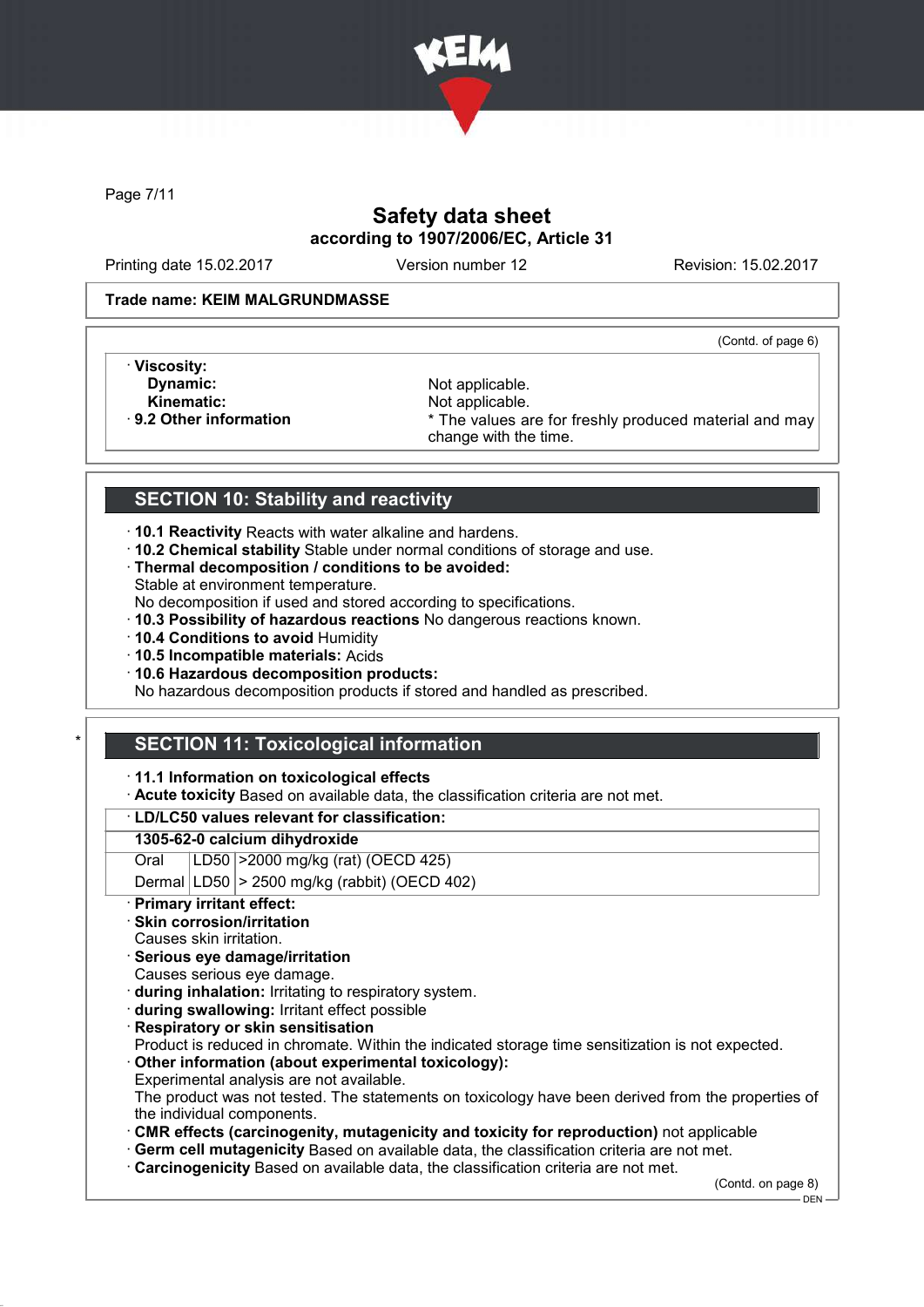Trade name: KEIM MALGRUNDMASSE

(Contd. of page 6)

· **Viscosity:**
  - **Dynamic:** Not applicable.
  - **Kinematic:** Not applicable.

· **9.2 Other information** * The values are for freshly produced material and may change with the time.

## SECTION 10: Stability and reactivity

· **10.1 Reactivity** Reacts with water alkaline and hardens.
· **10.2 Chemical stability** Stable under normal conditions of storage and use.
· **Thermal decomposition / conditions to be avoided:**
Stable at environment temperature.
No decomposition if used and stored according to specifications.
· **10.3 Possibility of hazardous reactions** No dangerous reactions known.
· **10.4 Conditions to avoid** Humidity
· **10.5 Incompatible materials:** Acids
· **10.6 Hazardous decomposition products:**
No hazardous decomposition products if stored and handled as prescribed.

## * SECTION 11: Toxicological information

· **11.1 Information on toxicological effects**
· **Acute toxicity** Based on available data, the classification criteria are not met.

| · LD/LC50 values relevant for classification: | | |
|---|---|---|
| **1305-62-0 calcium dihydroxide** | | |
| Oral | LD50 | >2000 mg/kg (rat) (OECD 425) |
| Dermal | LD50 | > 2500 mg/kg (rabbit) (OECD 402) |

· **Primary irritant effect:**
· **Skin corrosion/irritation**
Causes skin irritation.
· **Serious eye damage/irritation**
Causes serious eye damage.
· **during inhalation:** Irritating to respiratory system.
· **during swallowing:** Irritant effect possible
· **Respiratory or skin sensitisation**
Product is reduced in chromate. Within the indicated storage time sensitization is not expected.
· **Other information (about experimental toxicology):**
Experimental analysis are not available.
The product was not tested. The statements on toxicology have been derived from the properties of the individual components.
· **CMR effects (carcinogenity, mutagenicity and toxicity for reproduction)** not applicable
· **Germ cell mutagenicity** Based on available data, the classification criteria are not met.
· **Carcinogenicity** Based on available data, the classification criteria are not met.

(Contd. on page 8)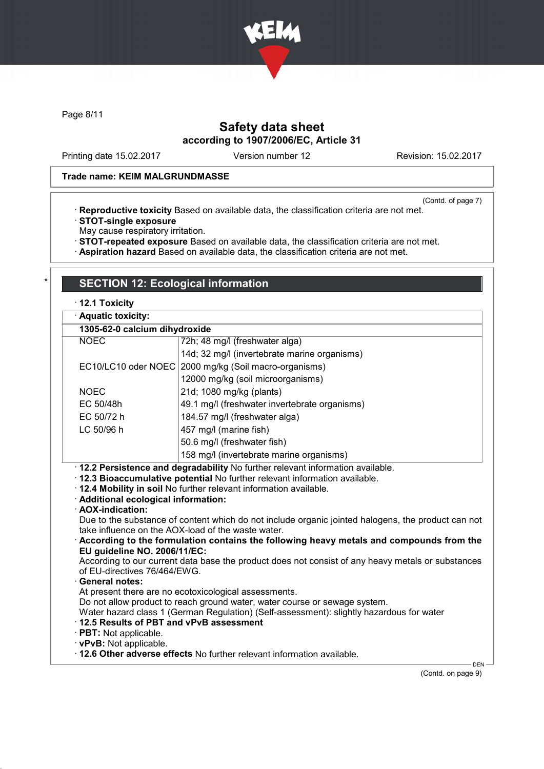**Trade name: KEIM MALGRUNDMASSE**

(Contd. of page 7)

· **Reproductive toxicity** Based on available data, the classification criteria are not met.
· **STOT-single exposure**
May cause respiratory irritation.
· **STOT-repeated exposure** Based on available data, the classification criteria are not met.
· **Aspiration hazard** Based on available data, the classification criteria are not met.

## SECTION 12: Ecological information

· **12.1 Toxicity**

| · **Aquatic toxicity:** | |
|---|---|
| **1305-62-0 calcium dihydroxide** | |
| NOEC | 72h; 48 mg/l (freshwater alga) |
| | 14d; 32 mg/l (invertebrate marine organisms) |
| EC10/LC10 oder NOEC | 2000 mg/kg (Soil macro-organisms) |
| | 12000 mg/kg (soil microorganisms) |
| NOEC | 21d; 1080 mg/kg (plants) |
| EC 50/48h | 49.1 mg/l (freshwater invertebrate organisms) |
| EC 50/72 h | 184.57 mg/l (freshwater alga) |
| LC 50/96 h | 457 mg/l (marine fish) |
| | 50.6 mg/l (freshwater fish) |
| | 158 mg/l (invertebrate marine organisms) |

· **12.2 Persistence and degradability** No further relevant information available.
· **12.3 Bioaccumulative potential** No further relevant information available.
· **12.4 Mobility in soil** No further relevant information available.
· **Additional ecological information:**
· **AOX-indication:**
Due to the substance of content which do not include organic jointed halogens, the product can not take influence on the AOX-load of the waste water.
· **According to the formulation contains the following heavy metals and compounds from the EU guideline NO. 2006/11/EC:**
According to our current data base the product does not consist of any heavy metals or substances of EU-directives 76/464/EWG.
· **General notes:**
At present there are no ecotoxicological assessments.
Do not allow product to reach ground water, water course or sewage system.
Water hazard class 1 (German Regulation) (Self-assessment): slightly hazardous for water
· **12.5 Results of PBT and vPvB assessment**
· **PBT:** Not applicable.
· **vPvB:** Not applicable.
· **12.6 Other adverse effects** No further relevant information available.

(Contd. on page 9)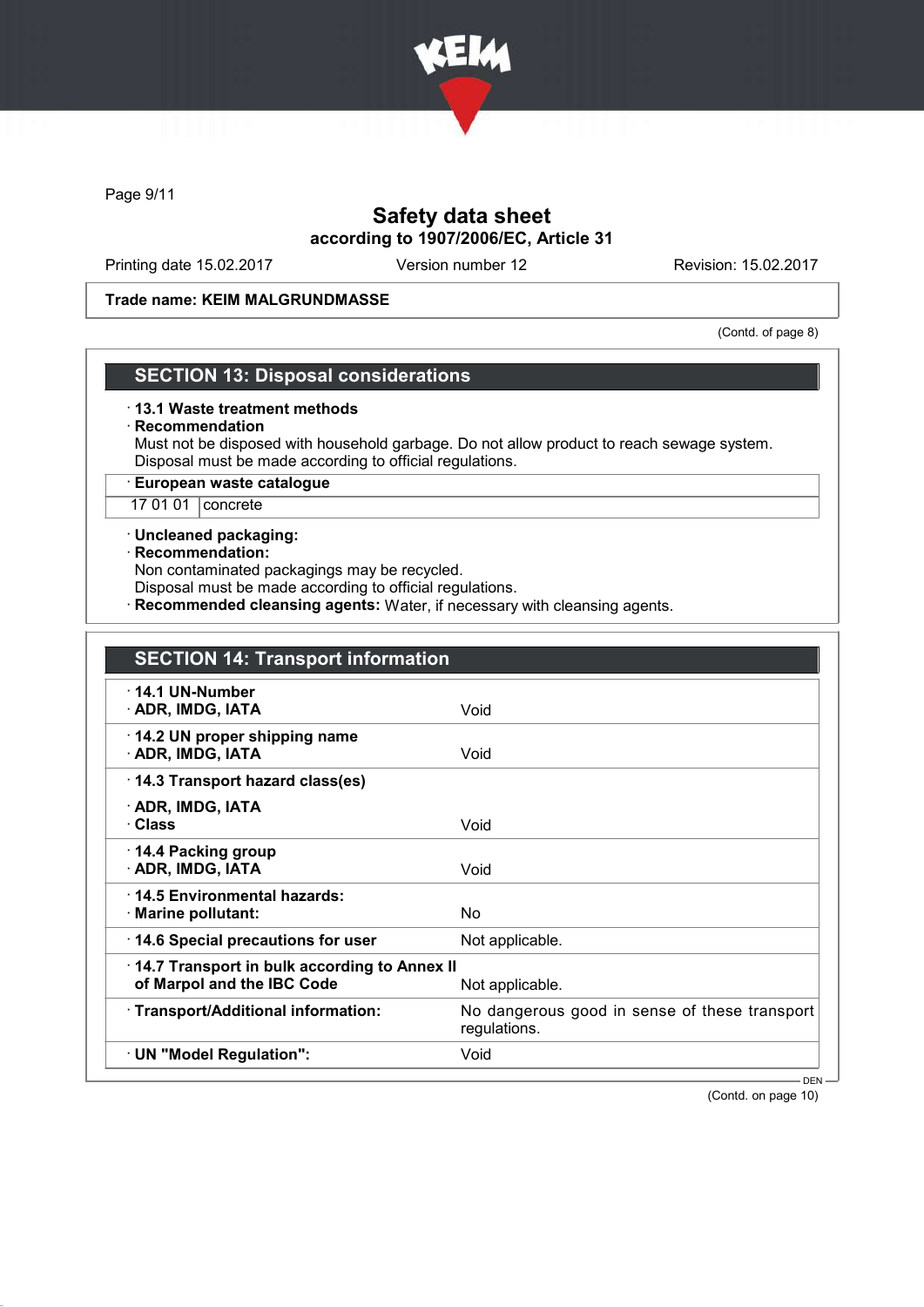## SECTION 13: Disposal considerations

· **13.1 Waste treatment methods**

· **Recommendation**

Must not be disposed with household garbage. Do not allow product to reach sewage system.
Disposal must be made according to official regulations.

| · **European waste catalogue** | |
|---|---|
| 17 01 01 | concrete |

· **Uncleaned packaging:**

· **Recommendation:**

Non contaminated packagings may be recycled.
Disposal must be made according to official regulations.

· **Recommended cleansing agents:** Water, if necessary with cleansing agents.

## SECTION 14: Transport information

| | |
|---|---|
| · **14.1 UN-Number**<br>· **ADR, IMDG, IATA** | Void |
| · **14.2 UN proper shipping name**<br>· **ADR, IMDG, IATA** | Void |
| · **14.3 Transport hazard class(es)**<br>· **ADR, IMDG, IATA**<br>· **Class** | Void |
| · **14.4 Packing group**<br>· **ADR, IMDG, IATA** | Void |
| · **14.5 Environmental hazards:**<br>· **Marine pollutant:** | No |
| · **14.6 Special precautions for user** | Not applicable. |
| · **14.7 Transport in bulk according to Annex II of Marpol and the IBC Code** | Not applicable. |
| · **Transport/Additional information:** | No dangerous good in sense of these transport regulations. |
| · **UN "Model Regulation":** | Void |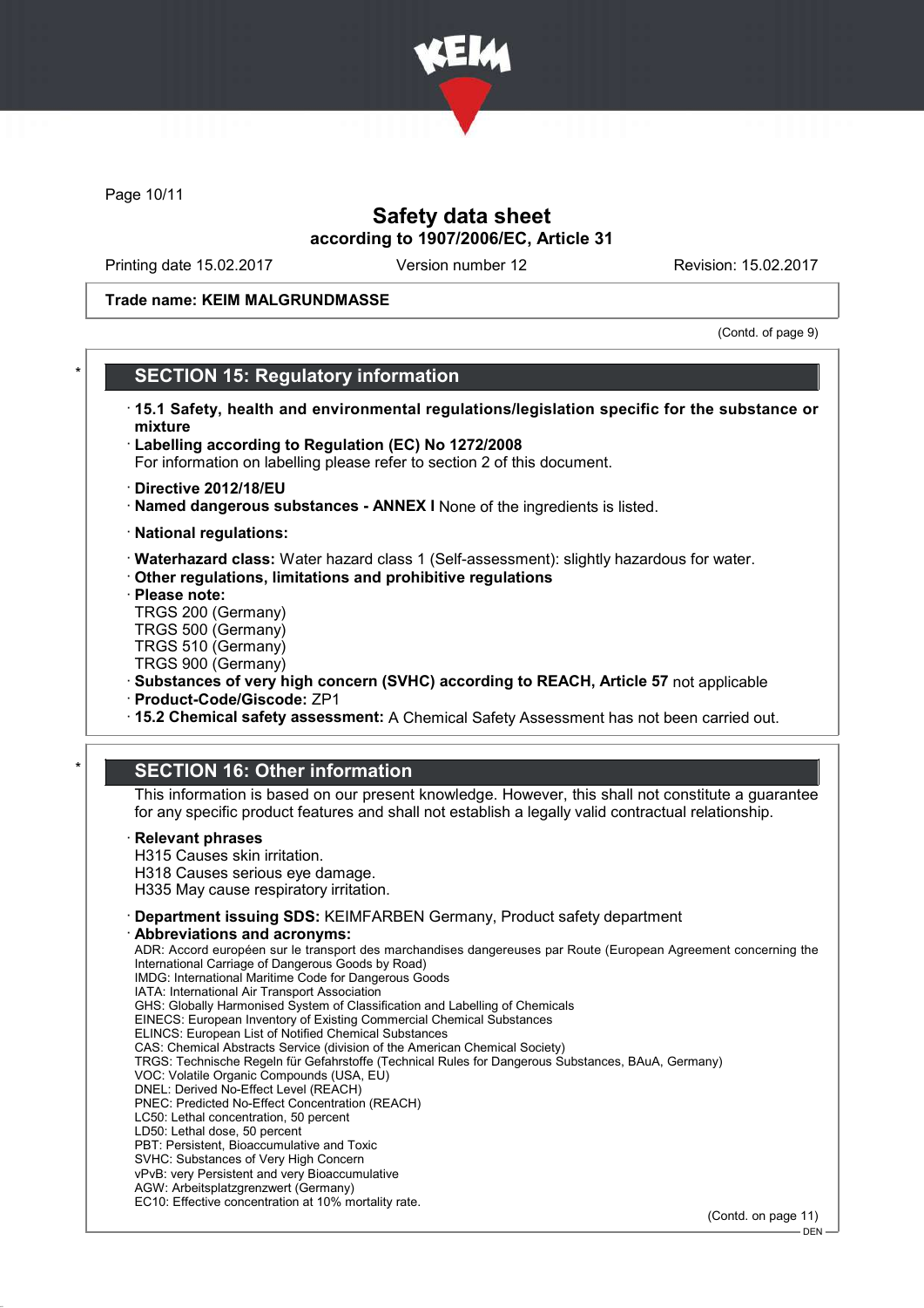Trade name: KEIM MALGRUNDMASSE

(Contd. of page 9)

## SECTION 15: Regulatory information

· **15.1 Safety, health and environmental regulations/legislation specific for the substance or mixture**

· **Labelling according to Regulation (EC) No 1272/2008**
For information on labelling please refer to section 2 of this document.

· **Directive 2012/18/EU**

· **Named dangerous substances - ANNEX I** None of the ingredients is listed.

· **National regulations:**

· **Waterhazard class:** Water hazard class 1 (Self-assessment): slightly hazardous for water.

· **Other regulations, limitations and prohibitive regulations**

· **Please note:**
TRGS 200 (Germany)
TRGS 500 (Germany)
TRGS 510 (Germany)
TRGS 900 (Germany)

· **Substances of very high concern (SVHC) according to REACH, Article 57** not applicable

· **Product-Code/Giscode:** ZP1

· **15.2 Chemical safety assessment:** A Chemical Safety Assessment has not been carried out.

## SECTION 16: Other information

This information is based on our present knowledge. However, this shall not constitute a guarantee for any specific product features and shall not establish a legally valid contractual relationship.

· **Relevant phrases**
H315 Causes skin irritation.
H318 Causes serious eye damage.
H335 May cause respiratory irritation.

· **Department issuing SDS:** KEIMFARBEN Germany, Product safety department

· **Abbreviations and acronyms:**
ADR: Accord européen sur le transport des marchandises dangereuses par Route (European Agreement concerning the International Carriage of Dangerous Goods by Road)
IMDG: International Maritime Code for Dangerous Goods
IATA: International Air Transport Association
GHS: Globally Harmonised System of Classification and Labelling of Chemicals
EINECS: European Inventory of Existing Commercial Chemical Substances
ELINCS: European List of Notified Chemical Substances
CAS: Chemical Abstracts Service (division of the American Chemical Society)
TRGS: Technische Regeln für Gefahrstoffe (Technical Rules for Dangerous Substances, BAuA, Germany)
VOC: Volatile Organic Compounds (USA, EU)
DNEL: Derived No-Effect Level (REACH)
PNEC: Predicted No-Effect Concentration (REACH)
LC50: Lethal concentration, 50 percent
LD50: Lethal dose, 50 percent
PBT: Persistent, Bioaccumulative and Toxic
SVHC: Substances of Very High Concern
vPvB: very Persistent and very Bioaccumulative
AGW: Arbeitsplatzgrenzwert (Germany)
EC10: Effective concentration at 10% mortality rate.

(Contd. on page 11)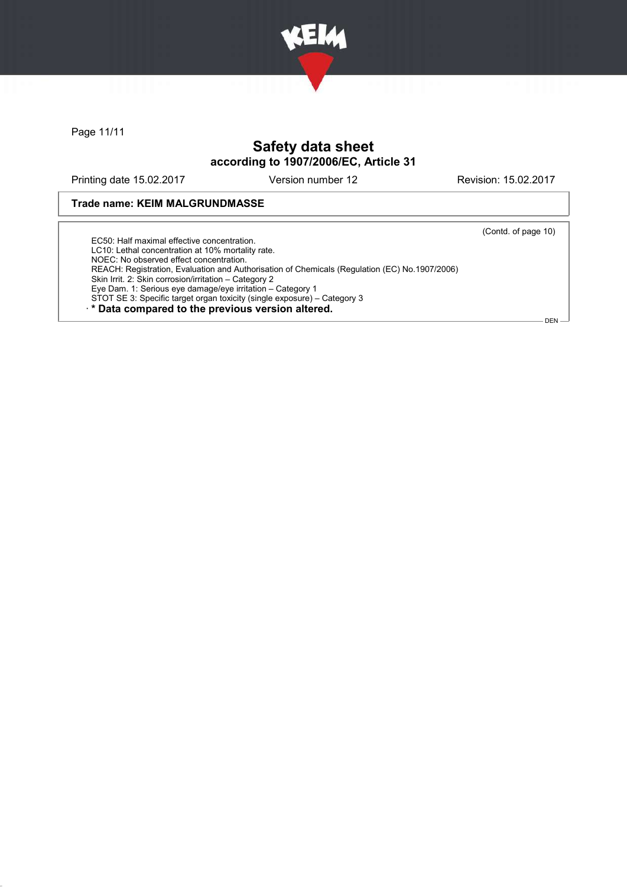**Trade name: KEIM MALGRUNDMASSE**

(Contd. of page 10)

EC50: Half maximal effective concentration.
LC10: Lethal concentration at 10% mortality rate.
NOEC: No observed effect concentration.
REACH: Registration, Evaluation and Authorisation of Chemicals (Regulation (EC) No.1907/2006)
Skin Irrit. 2: Skin corrosion/irritation – Category 2
Eye Dam. 1: Serious eye damage/eye irritation – Category 1
STOT SE 3: Specific target organ toxicity (single exposure) – Category 3

· **\* Data compared to the previous version altered.**

DEN